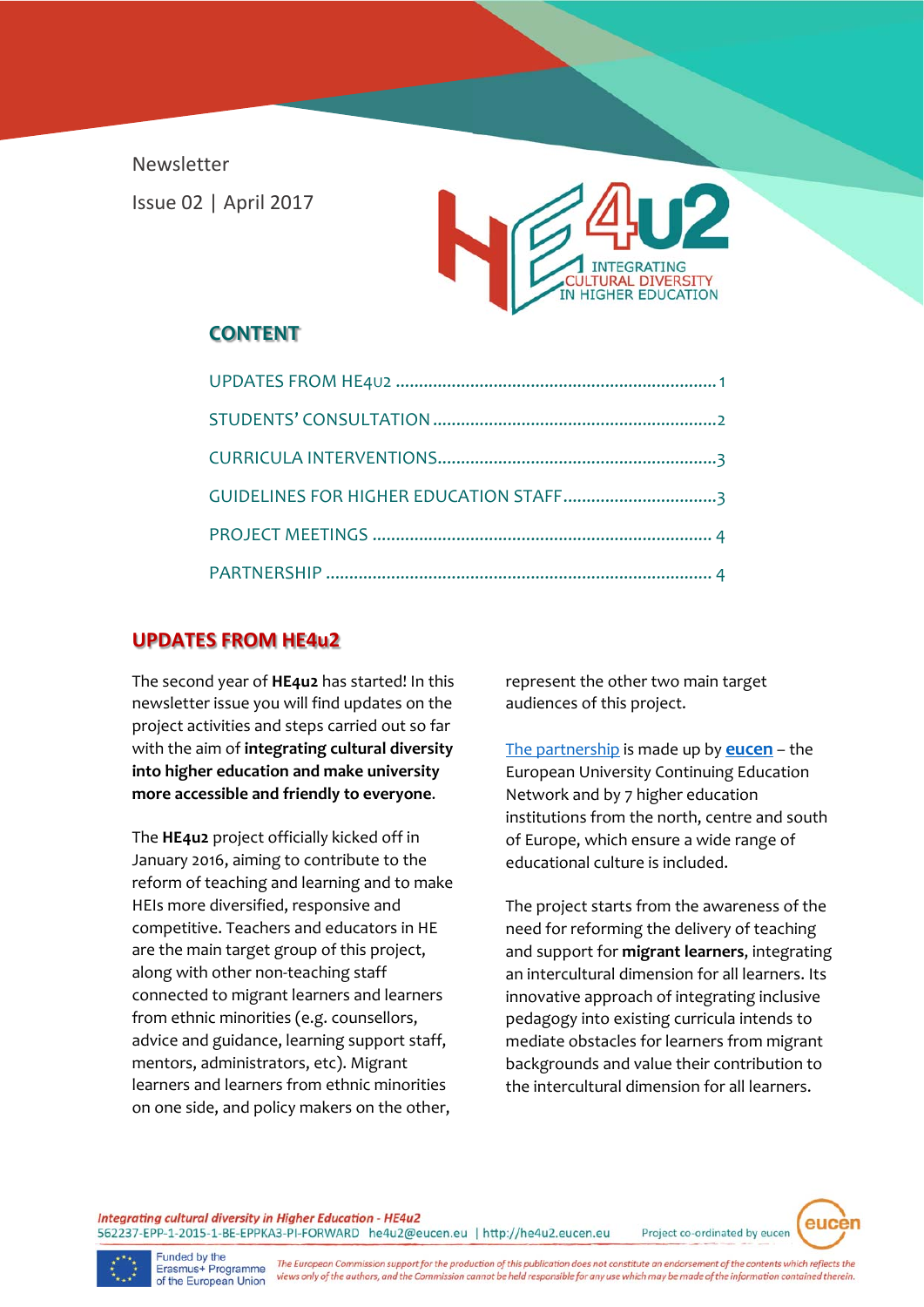Newsletter

Issue 02 | April 2017

HE4u2 INTEGRATING CULTURAL DIVERSITY IN HIGHER EDUCATION

## CONTENT

- UPDATES FROM HE4U2 .......... 1
- STUDENTS' CONSULTATION .......... 2
- CURRICULA INTERVENTIONS .......... 3
- GUIDELINES FOR HIGHER EDUCATION STAFF .......... 3
- PROJECT MEETINGS .......... 4
- PARTNERSHIP .......... 4

## UPDATES FROM HE4u2

The second year of **HE4u2** has started! In this newsletter issue you will find updates on the project activities and steps carried out so far with the aim of **integrating cultural diversity into higher education and make university more accessible and friendly to everyone**.

The **HE4u2** project officially kicked off in January 2016, aiming to contribute to the reform of teaching and learning and to make HEIs more diversified, responsive and competitive. Teachers and educators in HE are the main target group of this project, along with other non-teaching staff connected to migrant learners and learners from ethnic minorities (e.g. counsellors, advice and guidance, learning support staff, mentors, administrators, etc). Migrant learners and learners from ethnic minorities on one side, and policy makers on the other, represent the other two main target audiences of this project.

The partnership is made up by **eucen** – the European University Continuing Education Network and by 7 higher education institutions from the north, centre and south of Europe, which ensure a wide range of educational culture is included.

The project starts from the awareness of the need for reforming the delivery of teaching and support for **migrant learners**, integrating an intercultural dimension for all learners. Its innovative approach of integrating inclusive pedagogy into existing curricula intends to mediate obstacles for learners from migrant backgrounds and value their contribution to the intercultural dimension for all learners.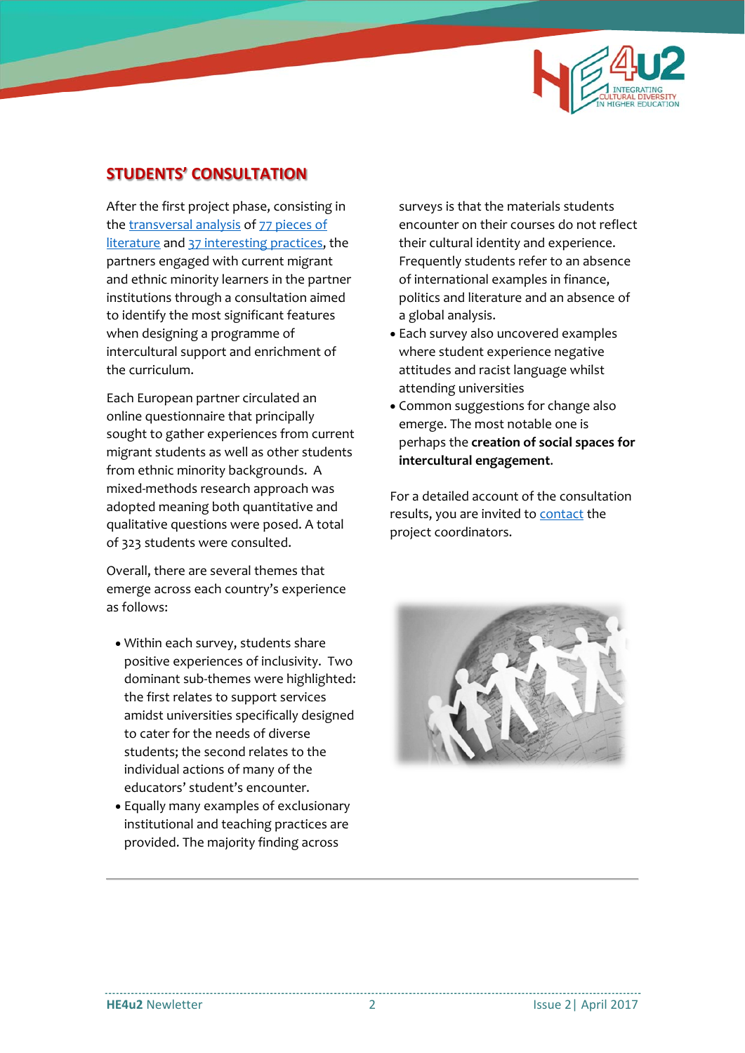## STUDENTS' CONSULTATION

After the first project phase, consisting in the transversal analysis of 77 pieces of literature and 37 interesting practices, the partners engaged with current migrant and ethnic minority learners in the partner institutions through a consultation aimed to identify the most significant features when designing a programme of intercultural support and enrichment of the curriculum.

Each European partner circulated an online questionnaire that principally sought to gather experiences from current migrant students as well as other students from ethnic minority backgrounds. A mixed-methods research approach was adopted meaning both quantitative and qualitative questions were posed. A total of 323 students were consulted.

Overall, there are several themes that emerge across each country's experience as follows:

- Within each survey, students share positive experiences of inclusivity. Two dominant sub-themes were highlighted: the first relates to support services amidst universities specifically designed to cater for the needs of diverse students; the second relates to the individual actions of many of the educators' student's encounter.
- Equally many examples of exclusionary institutional and teaching practices are provided. The majority finding across surveys is that the materials students encounter on their courses do not reflect their cultural identity and experience. Frequently students refer to an absence of international examples in finance, politics and literature and an absence of a global analysis.
- Each survey also uncovered examples where student experience negative attitudes and racist language whilst attending universities
- Common suggestions for change also emerge. The most notable one is perhaps the **creation of social spaces for intercultural engagement**.

For a detailed account of the consultation results, you are invited to contact the project coordinators.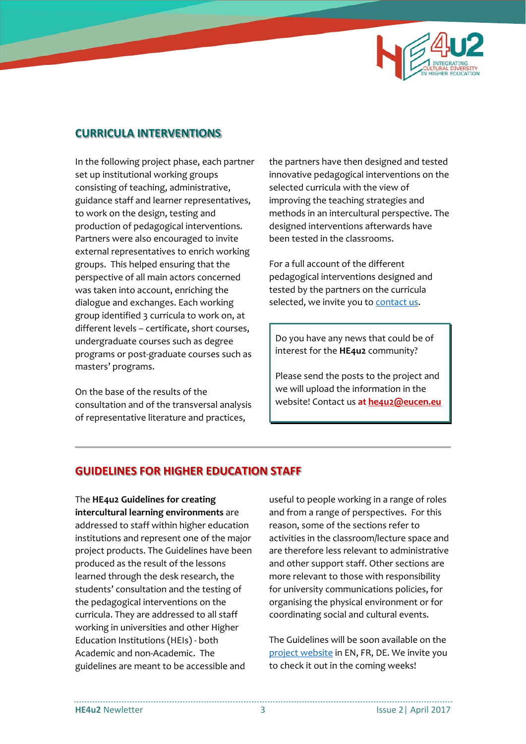## CURRICULA INTERVENTIONS

In the following project phase, each partner set up institutional working groups consisting of teaching, administrative, guidance staff and learner representatives, to work on the design, testing and production of pedagogical interventions. Partners were also encouraged to invite external representatives to enrich working groups. This helped ensuring that the perspective of all main actors concerned was taken into account, enriching the dialogue and exchanges. Each working group identified 3 curricula to work on, at different levels – certificate, short courses, undergraduate courses such as degree programs or post-graduate courses such as masters' programs.

On the base of the results of the consultation and of the transversal analysis of representative literature and practices, the partners have then designed and tested innovative pedagogical interventions on the selected curricula with the view of improving the teaching strategies and methods in an intercultural perspective. The designed interventions afterwards have been tested in the classrooms.

For a full account of the different pedagogical interventions designed and tested by the partners on the curricula selected, we invite you to contact us.

Do you have any news that could be of interest for the **HE4u2** community?

Please send the posts to the project and we will upload the information in the website! Contact us **at he4u2@eucen.eu**

## GUIDELINES FOR HIGHER EDUCATION STAFF

The **HE4u2 Guidelines for creating intercultural learning environments** are addressed to staff within higher education institutions and represent one of the major project products. The Guidelines have been produced as the result of the lessons learned through the desk research, the students' consultation and the testing of the pedagogical interventions on the curricula. They are addressed to all staff working in universities and other Higher Education Institutions (HEIs) - both Academic and non-Academic. The guidelines are meant to be accessible and useful to people working in a range of roles and from a range of perspectives. For this reason, some of the sections refer to activities in the classroom/lecture space and are therefore less relevant to administrative and other support staff. Other sections are more relevant to those with responsibility for university communications policies, for organising the physical environment or for coordinating social and cultural events.

The Guidelines will be soon available on the project website in EN, FR, DE. We invite you to check it out in the coming weeks!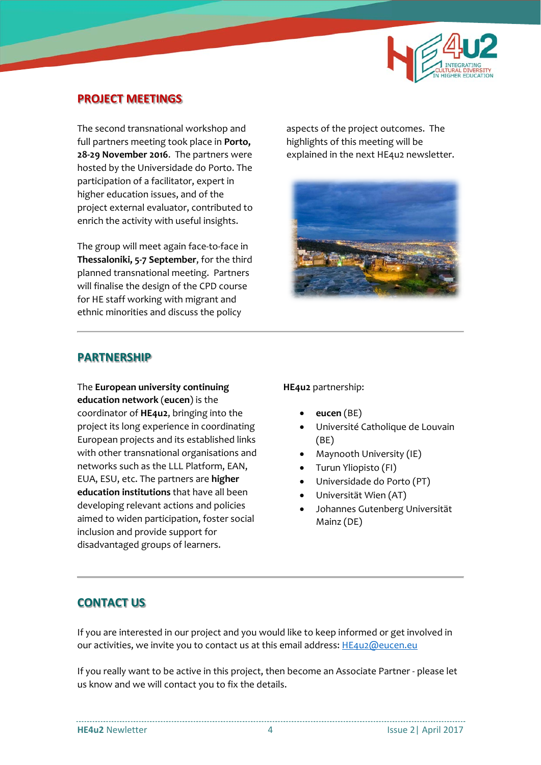## PROJECT MEETINGS

The second transnational workshop and full partners meeting took place in **Porto, 28-29 November 2016**. The partners were hosted by the Universidade do Porto. The participation of a facilitator, expert in higher education issues, and of the project external evaluator, contributed to enrich the activity with useful insights.

The group will meet again face-to-face in **Thessaloniki, 5-7 September**, for the third planned transnational meeting. Partners will finalise the design of the CPD course for HE staff working with migrant and ethnic minorities and discuss the policy aspects of the project outcomes. The highlights of this meeting will be explained in the next HE4u2 newsletter.

## PARTNERSHIP

The **European university continuing education network** (**eucen**) is the coordinator of **HE4u2**, bringing into the project its long experience in coordinating European projects and its established links with other transnational organisations and networks such as the LLL Platform, EAN, EUA, ESU, etc. The partners are **higher education institutions** that have all been developing relevant actions and policies aimed to widen participation, foster social inclusion and provide support for disadvantaged groups of learners.

**HE4u2** partnership:

- **eucen** (BE)
- Université Catholique de Louvain (BE)
- Maynooth University (IE)
- Turun Yliopisto (FI)
- Universidade do Porto (PT)
- Universität Wien (AT)
- Johannes Gutenberg Universität Mainz (DE)

## CONTACT US

If you are interested in our project and you would like to keep informed or get involved in our activities, we invite you to contact us at this email address: HE4u2@eucen.eu

If you really want to be active in this project, then become an Associate Partner - please let us know and we will contact you to fix the details.